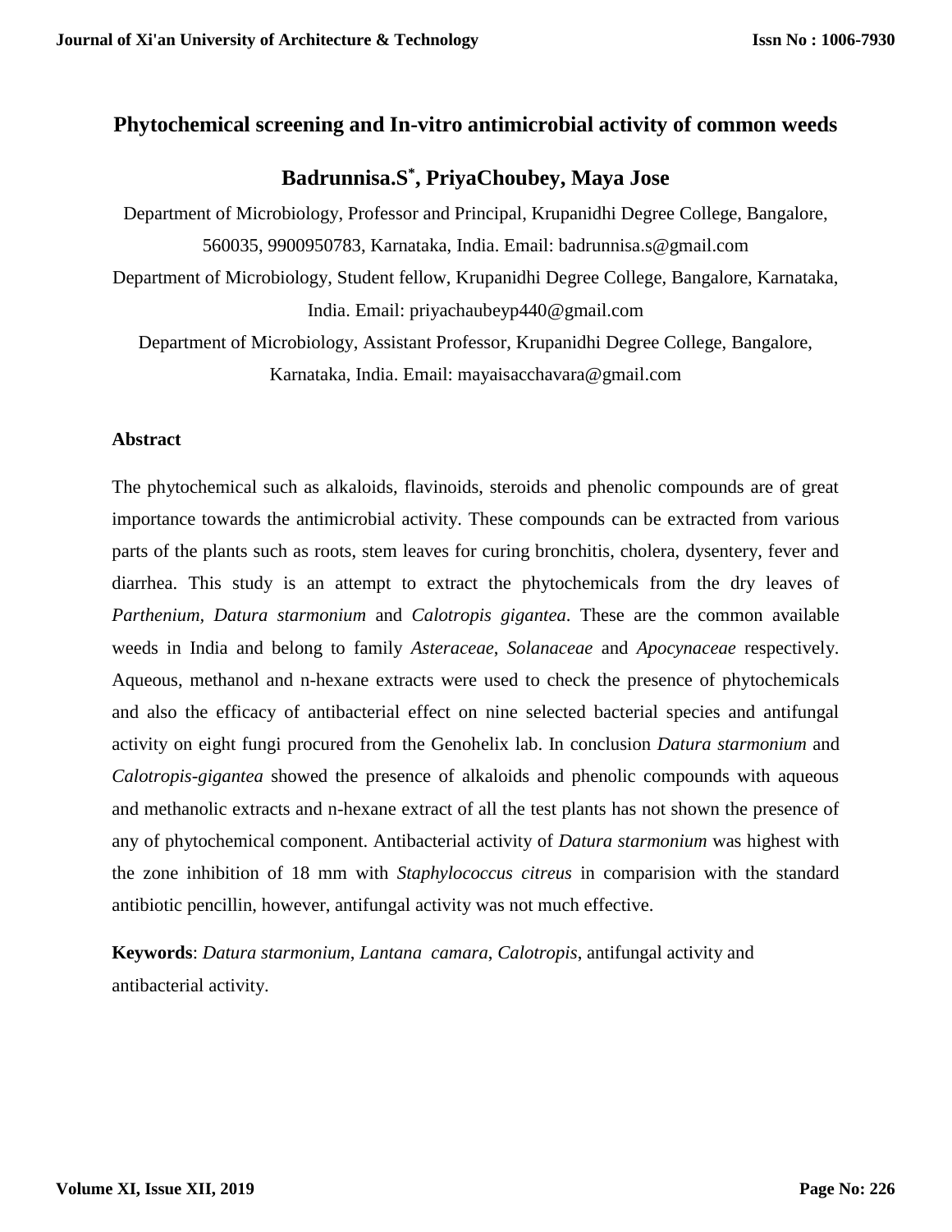# Phytochemical screening and In-vitro antimicrobial activity of common weeds

**Badrunnisa.S[*], PriyaChoubey, Maya Jose**

Department of Microbiology, Professor and Principal, Krupanidhi Degree College, Bangalore, 560035, 9900950783, Karnataka, India. Email: badrunnisa.s@gmail.com

Department of Microbiology, Student fellow, Krupanidhi Degree College, Bangalore, Karnataka, India. Email: priyachaubeyp440@gmail.com

Department of Microbiology, Assistant Professor, Krupanidhi Degree College, Bangalore, Karnataka, India. Email: mayaisacchavara@gmail.com

## Abstract

The phytochemical such as alkaloids, flavinoids, steroids and phenolic compounds are of great importance towards the antimicrobial activity. These compounds can be extracted from various parts of the plants such as roots, stem leaves for curing bronchitis, cholera, dysentery, fever and diarrhea. This study is an attempt to extract the phytochemicals from the dry leaves of *Parthenium, Datura starmonium* and *Calotropis gigantea*. These are the common available weeds in India and belong to family *Asteraceae*, *Solanaceae* and *Apocynaceae* respectively. Aqueous, methanol and n-hexane extracts were used to check the presence of phytochemicals and also the efficacy of antibacterial effect on nine selected bacterial species and antifungal activity on eight fungi procured from the Genohelix lab. In conclusion *Datura starmonium* and *Calotropis-gigantea* showed the presence of alkaloids and phenolic compounds with aqueous and methanolic extracts and n-hexane extract of all the test plants has not shown the presence of any of phytochemical component. Antibacterial activity of *Datura starmonium* was highest with the zone inhibition of 18 mm with *Staphylococcus citreus* in comparision with the standard antibiotic pencillin, however, antifungal activity was not much effective.

**Keywords**: *Datura starmonium*, *Lantana camara*, *Calotropis*, antifungal activity and antibacterial activity.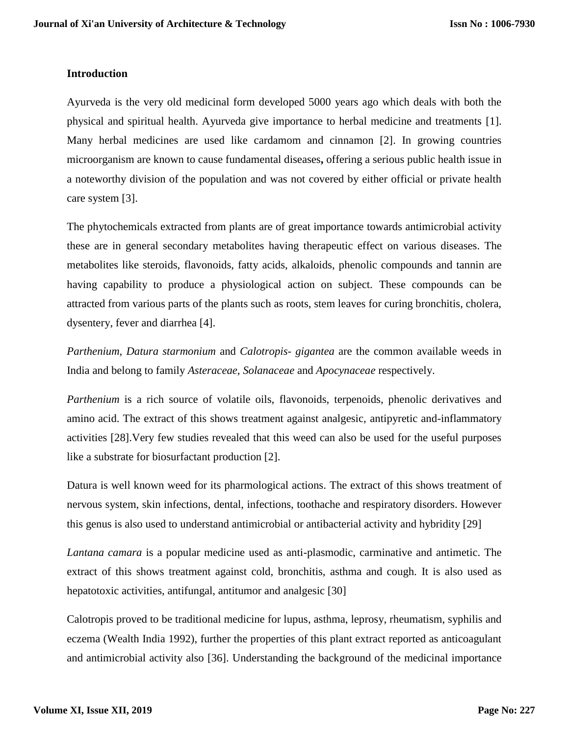## Introduction

Ayurveda is the very old medicinal form developed 5000 years ago which deals with both the physical and spiritual health. Ayurveda give importance to herbal medicine and treatments [1]. Many herbal medicines are used like cardamom and cinnamon [2]. In growing countries microorganism are known to cause fundamental diseases**,** offering a serious public health issue in a noteworthy division of the population and was not covered by either official or private health care system [3].

The phytochemicals extracted from plants are of great importance towards antimicrobial activity these are in general secondary metabolites having therapeutic effect on various diseases. The metabolites like steroids, flavonoids, fatty acids, alkaloids, phenolic compounds and tannin are having capability to produce a physiological action on subject. These compounds can be attracted from various parts of the plants such as roots, stem leaves for curing bronchitis, cholera, dysentery, fever and diarrhea [4].

*Parthenium, Datura starmonium* and *Calotropis- gigantea* are the common available weeds in India and belong to family *Asteraceae*, *Solanaceae* and *Apocynaceae* respectively.

*Parthenium* is a rich source of volatile oils, flavonoids, terpenoids, phenolic derivatives and amino acid. The extract of this shows treatment against analgesic, antipyretic and-inflammatory activities [28].Very few studies revealed that this weed can also be used for the useful purposes like a substrate for biosurfactant production [2].

Datura is well known weed for its pharmological actions. The extract of this shows treatment of nervous system, skin infections, dental, infections, toothache and respiratory disorders. However this genus is also used to understand antimicrobial or antibacterial activity and hybridity [29]

*Lantana camara* is a popular medicine used as anti-plasmodic, carminative and antimetic. The extract of this shows treatment against cold, bronchitis, asthma and cough. It is also used as hepatotoxic activities, antifungal, antitumor and analgesic [30]

Calotropis proved to be traditional medicine for lupus, asthma, leprosy, rheumatism, syphilis and eczema (Wealth India 1992), further the properties of this plant extract reported as anticoagulant and antimicrobial activity also [36]. Understanding the background of the medicinal importance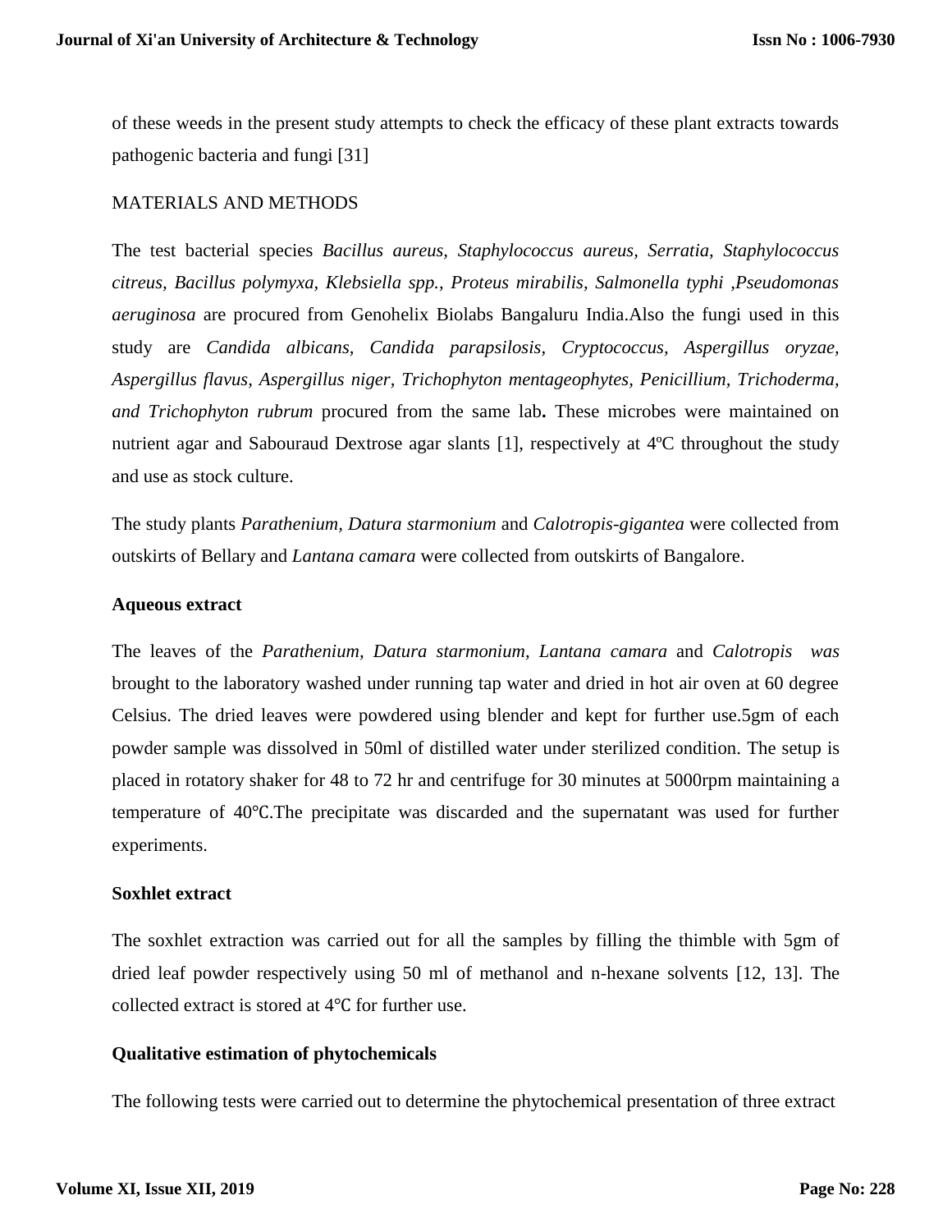of these weeds in the present study attempts to check the efficacy of these plant extracts towards pathogenic bacteria and fungi [31]

MATERIALS AND METHODS

The test bacterial species *Bacillus aureus, Staphylococcus aureus, Serratia, Staphylococcus citreus, Bacillus polymyxa, Klebsiella spp., Proteus mirabilis, Salmonella typhi ,Pseudomonas aeruginosa* are procured from Genohelix Biolabs Bangaluru India.Also the fungi used in this study are *Candida albicans, Candida parapsilosis, Cryptococcus, Aspergillus oryzae, Aspergillus flavus, Aspergillus niger, Trichophyton mentageophytes, Penicillium, Trichoderma, and Trichophyton rubrum* procured from the same lab**.** These microbes were maintained on nutrient agar and Sabouraud Dextrose agar slants [1], respectively at 4ºC throughout the study and use as stock culture.

The study plants *Parathenium, Datura starmonium* and *Calotropis-gigantea* were collected from outskirts of Bellary and *Lantana camara* were collected from outskirts of Bangalore.

**Aqueous extract**

The leaves of the *Parathenium, Datura starmonium, Lantana camara* and *Calotropis was* brought to the laboratory washed under running tap water and dried in hot air oven at 60 degree Celsius. The dried leaves were powdered using blender and kept for further use.5gm of each powder sample was dissolved in 50ml of distilled water under sterilized condition. The setup is placed in rotatory shaker for 48 to 72 hr and centrifuge for 30 minutes at 5000rpm maintaining a temperature of 40℃.The precipitate was discarded and the supernatant was used for further experiments.

**Soxhlet extract**

The soxhlet extraction was carried out for all the samples by filling the thimble with 5gm of dried leaf powder respectively using 50 ml of methanol and n-hexane solvents [12, 13]. The collected extract is stored at 4℃ for further use.

**Qualitative estimation of phytochemicals**

The following tests were carried out to determine the phytochemical presentation of three extract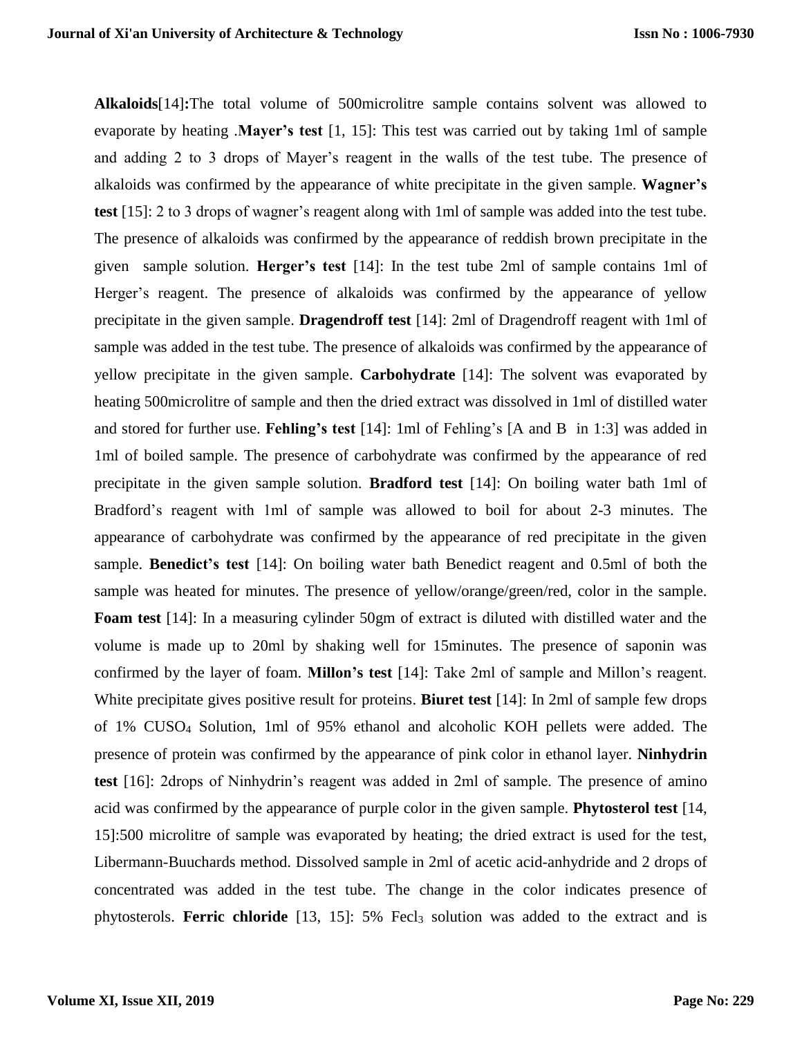**Alkaloids**[14]**:**The total volume of 500microlitre sample contains solvent was allowed to evaporate by heating .**Mayer's test** [1, 15]: This test was carried out by taking 1ml of sample and adding 2 to 3 drops of Mayer's reagent in the walls of the test tube. The presence of alkaloids was confirmed by the appearance of white precipitate in the given sample. **Wagner's test** [15]: 2 to 3 drops of wagner's reagent along with 1ml of sample was added into the test tube. The presence of alkaloids was confirmed by the appearance of reddish brown precipitate in the given sample solution. **Herger's test** [14]: In the test tube 2ml of sample contains 1ml of Herger's reagent. The presence of alkaloids was confirmed by the appearance of yellow precipitate in the given sample. **Dragendroff test** [14]: 2ml of Dragendroff reagent with 1ml of sample was added in the test tube. The presence of alkaloids was confirmed by the appearance of yellow precipitate in the given sample. **Carbohydrate** [14]: The solvent was evaporated by heating 500microlitre of sample and then the dried extract was dissolved in 1ml of distilled water and stored for further use. **Fehling's test** [14]: 1ml of Fehling's [A and B in 1:3] was added in 1ml of boiled sample. The presence of carbohydrate was confirmed by the appearance of red precipitate in the given sample solution. **Bradford test** [14]: On boiling water bath 1ml of Bradford's reagent with 1ml of sample was allowed to boil for about 2-3 minutes. The appearance of carbohydrate was confirmed by the appearance of red precipitate in the given sample. **Benedict's test** [14]: On boiling water bath Benedict reagent and 0.5ml of both the sample was heated for minutes. The presence of yellow/orange/green/red, color in the sample. **Foam test** [14]: In a measuring cylinder 50gm of extract is diluted with distilled water and the volume is made up to 20ml by shaking well for 15minutes. The presence of saponin was confirmed by the layer of foam. **Millon's test** [14]: Take 2ml of sample and Millon's reagent. White precipitate gives positive result for proteins. **Biuret test** [14]: In 2ml of sample few drops of 1% $CUSO_4$ Solution, 1ml of 95% ethanol and alcoholic KOH pellets were added. The presence of protein was confirmed by the appearance of pink color in ethanol layer. **Ninhydrin test** [16]: 2drops of Ninhydrin's reagent was added in 2ml of sample. The presence of amino acid was confirmed by the appearance of purple color in the given sample. **Phytosterol test** [14, 15]:500 microlitre of sample was evaporated by heating; the dried extract is used for the test, Libermann-Buuchards method. Dissolved sample in 2ml of acetic acid-anhydride and 2 drops of concentrated was added in the test tube. The change in the color indicates presence of phytosterols. **Ferric chloride** [13, 15]: 5% $Fecl_3$ solution was added to the extract and is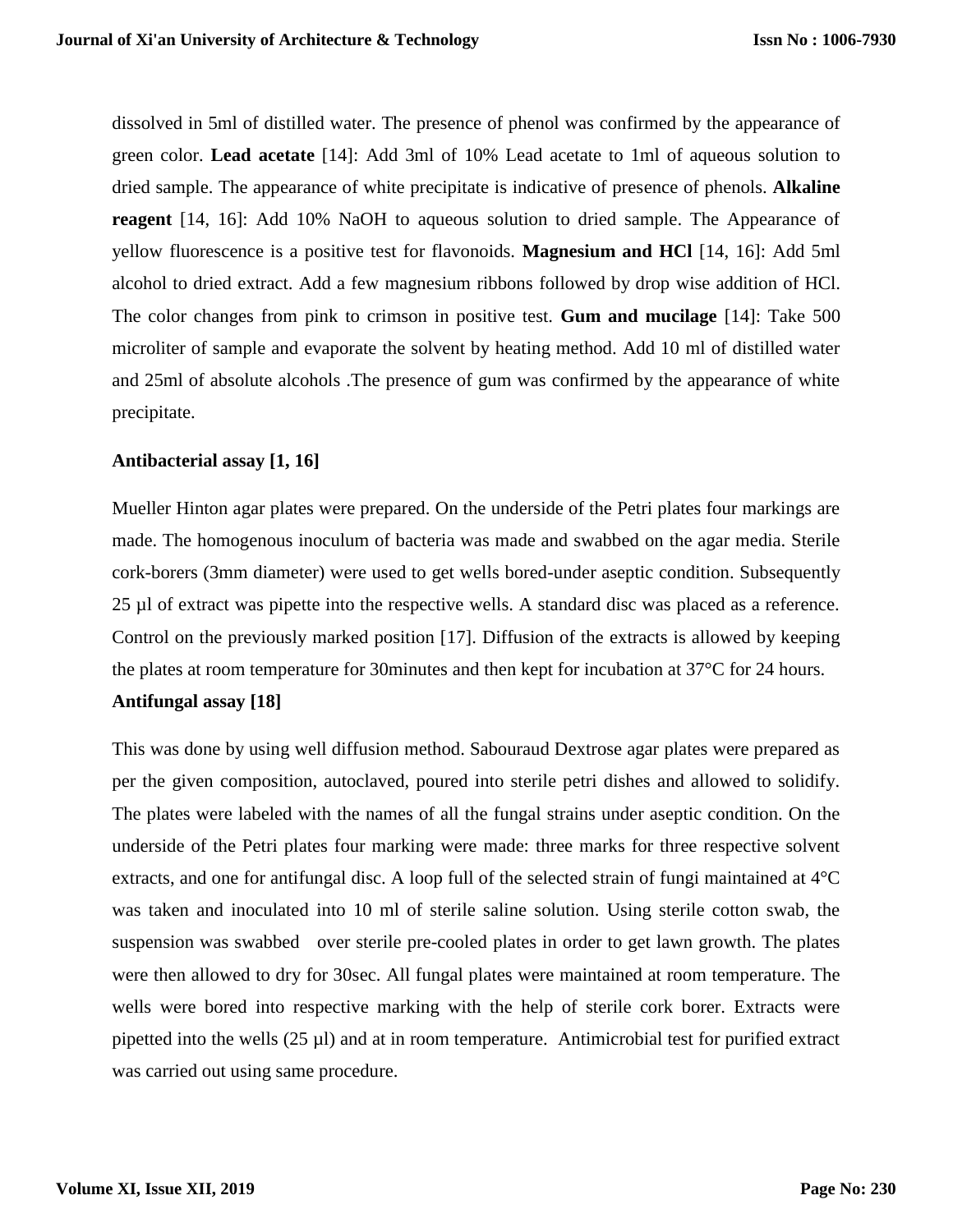dissolved in 5ml of distilled water. The presence of phenol was confirmed by the appearance of green color. **Lead acetate** [14]: Add 3ml of 10% Lead acetate to 1ml of aqueous solution to dried sample. The appearance of white precipitate is indicative of presence of phenols. **Alkaline reagent** [14, 16]: Add 10% NaOH to aqueous solution to dried sample. The Appearance of yellow fluorescence is a positive test for flavonoids. **Magnesium and HCl** [14, 16]: Add 5ml alcohol to dried extract. Add a few magnesium ribbons followed by drop wise addition of HCl. The color changes from pink to crimson in positive test. **Gum and mucilage** [14]: Take 500 microliter of sample and evaporate the solvent by heating method. Add 10 ml of distilled water and 25ml of absolute alcohols .The presence of gum was confirmed by the appearance of white precipitate.

**Antibacterial assay [1, 16]**

Mueller Hinton agar plates were prepared. On the underside of the Petri plates four markings are made. The homogenous inoculum of bacteria was made and swabbed on the agar media. Sterile cork-borers (3mm diameter) were used to get wells bored-under aseptic condition. Subsequently 25 µl of extract was pipette into the respective wells. A standard disc was placed as a reference. Control on the previously marked position [17]. Diffusion of the extracts is allowed by keeping the plates at room temperature for 30minutes and then kept for incubation at 37°C for 24 hours.

**Antifungal assay [18]**

This was done by using well diffusion method. Sabouraud Dextrose agar plates were prepared as per the given composition, autoclaved, poured into sterile petri dishes and allowed to solidify. The plates were labeled with the names of all the fungal strains under aseptic condition. On the underside of the Petri plates four marking were made: three marks for three respective solvent extracts, and one for antifungal disc. A loop full of the selected strain of fungi maintained at 4°C was taken and inoculated into 10 ml of sterile saline solution. Using sterile cotton swab, the suspension was swabbed over sterile pre-cooled plates in order to get lawn growth. The plates were then allowed to dry for 30sec. All fungal plates were maintained at room temperature. The wells were bored into respective marking with the help of sterile cork borer. Extracts were pipetted into the wells (25 µl) and at in room temperature. Antimicrobial test for purified extract was carried out using same procedure.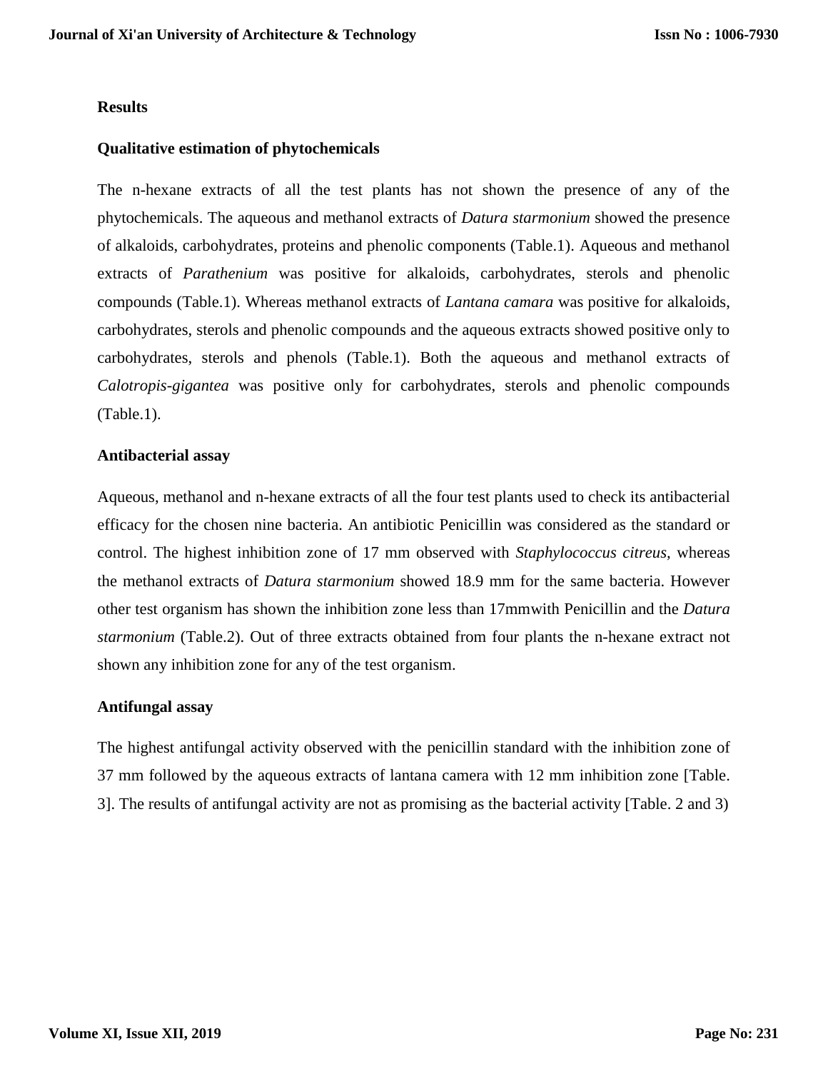## Results

### Qualitative estimation of phytochemicals

The n-hexane extracts of all the test plants has not shown the presence of any of the phytochemicals. The aqueous and methanol extracts of *Datura starmonium* showed the presence of alkaloids, carbohydrates, proteins and phenolic components (Table.1). Aqueous and methanol extracts of *Parathenium* was positive for alkaloids, carbohydrates, sterols and phenolic compounds (Table.1). Whereas methanol extracts of *Lantana camara* was positive for alkaloids, carbohydrates, sterols and phenolic compounds and the aqueous extracts showed positive only to carbohydrates, sterols and phenols (Table.1). Both the aqueous and methanol extracts of *Calotropis-gigantea* was positive only for carbohydrates, sterols and phenolic compounds (Table.1).

### Antibacterial assay

Aqueous, methanol and n-hexane extracts of all the four test plants used to check its antibacterial efficacy for the chosen nine bacteria. An antibiotic Penicillin was considered as the standard or control. The highest inhibition zone of 17 mm observed with *Staphylococcus citreus,* whereas the methanol extracts of *Datura starmonium* showed 18.9 mm for the same bacteria. However other test organism has shown the inhibition zone less than 17mmwith Penicillin and the *Datura starmonium* (Table.2). Out of three extracts obtained from four plants the n-hexane extract not shown any inhibition zone for any of the test organism.

### Antifungal assay

The highest antifungal activity observed with the penicillin standard with the inhibition zone of 37 mm followed by the aqueous extracts of lantana camera with 12 mm inhibition zone [Table. 3]. The results of antifungal activity are not as promising as the bacterial activity [Table. 2 and 3)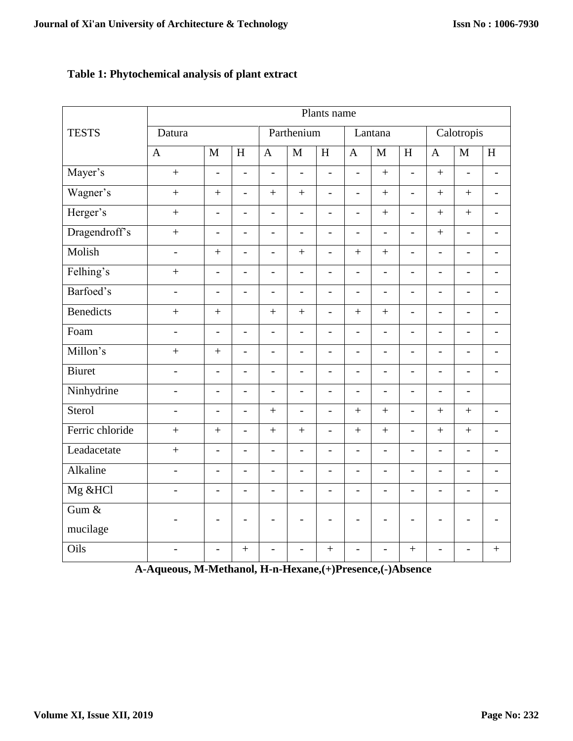**Table 1: Phytochemical analysis of plant extract**

| TESTS | Plants name | | | | | | | | | | | |
|---|---|---|---|---|---|---|---|---|---|---|---|---|
| | Datura | | | Parthenium | | | Lantana | | | Calotropis | | |
| | A | M | H | A | M | H | A | M | H | A | M | H |
| Mayer's | + | - | - | - | - | - | - | + | - | + | - | - |
| Wagner's | + | + | - | + | + | - | - | + | - | + | + | - |
| Herger's | + | - | - | - | - | - | - | + | - | + | + | - |
| Dragendroff's | + | - | - | - | - | - | - | - | - | + | - | - |
| Molish | - | + | - | - | + | - | + | + | - | - | - | - |
| Felhing's | + | - | - | - | - | - | - | - | - | - | - | - |
| Barfoed's | - | - | - | - | - | - | - | - | - | - | - | - |
| Benedicts | + | + | | + | + | - | + | + | - | - | - | - |
| Foam | - | - | - | - | - | - | - | - | - | - | - | - |
| Millon's | + | + | - | - | - | - | - | - | - | - | - | - |
| Biuret | - | - | - | - | - | - | - | - | - | - | - | - |
| Ninhydrine | - | - | - | - | - | - | - | - | - | - | - | |
| Sterol | - | - | - | + | - | - | + | + | - | + | + | - |
| Ferric chloride | + | + | - | + | + | - | + | + | - | + | + | - |
| Leadacetate | + | - | - | - | - | - | - | - | - | - | - | - |
| Alkaline | - | - | - | - | - | - | - | - | - | - | - | - |
| Mg &HCl | - | - | - | - | - | - | - | - | - | - | - | - |
| Gum & mucilage | - | - | - | - | - | - | - | - | - | - | - | - |
| Oils | - | - | + | - | - | + | - | - | + | - | - | + |

**A-Aqueous, M-Methanol, H-n-Hexane,(+)Presence,(-)Absence**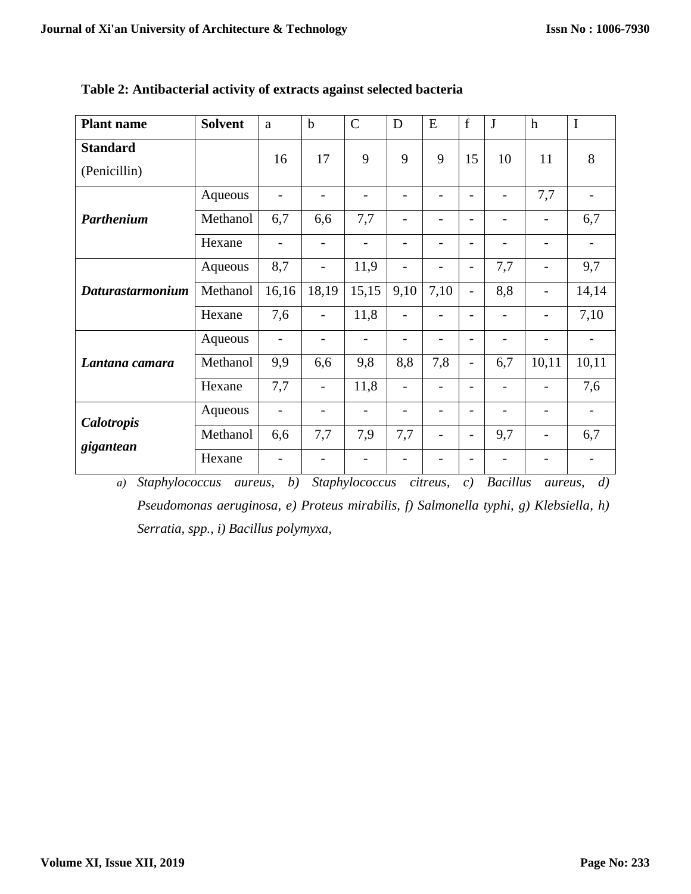**Table 2: Antibacterial activity of extracts against selected bacteria**

| Plant name | Solvent | a | b | C | D | E | f | J | h | I |
|---|---|---|---|---|---|---|---|---|---|---|
| **Standard** (Penicillin) | | 16 | 17 | 9 | 9 | 9 | 15 | 10 | 11 | 8 |
| ***Parthenium*** | Aqueous | - | - | - | - | - | - | - | 7,7 | - |
| | Methanol | 6,7 | 6,6 | 7,7 | - | - | - | - | - | 6,7 |
| | Hexane | - | - | - | - | - | - | - | - | - |
| ***Daturastarmonium*** | Aqueous | 8,7 | - | 11,9 | - | - | - | 7,7 | - | 9,7 |
| | Methanol | 16,16 | 18,19 | 15,15 | 9,10 | 7,10 | - | 8,8 | - | 14,14 |
| | Hexane | 7,6 | - | 11,8 | - | - | - | - | - | 7,10 |
| ***Lantana camara*** | Aqueous | - | - | - | - | - | - | - | - | - |
| | Methanol | 9,9 | 6,6 | 9,8 | 8,8 | 7,8 | - | 6,7 | 10,11 | 10,11 |
| | Hexane | 7,7 | - | 11,8 | - | - | - | - | - | 7,6 |
| ***Calotropis gigantean*** | Aqueous | - | - | - | - | - | - | - | - | - |
| | Methanol | 6,6 | 7,7 | 7,9 | 7,7 | - | - | 9,7 | - | 6,7 |
| | Hexane | - | - | - | - | - | - | - | - | - |

*a) Staphylococcus aureus, b) Staphylococcus citreus, c) Bacillus aureus, d) Pseudomonas aeruginosa, e) Proteus mirabilis, f) Salmonella typhi, g) Klebsiella, h) Serratia, spp., i) Bacillus polymyxa,*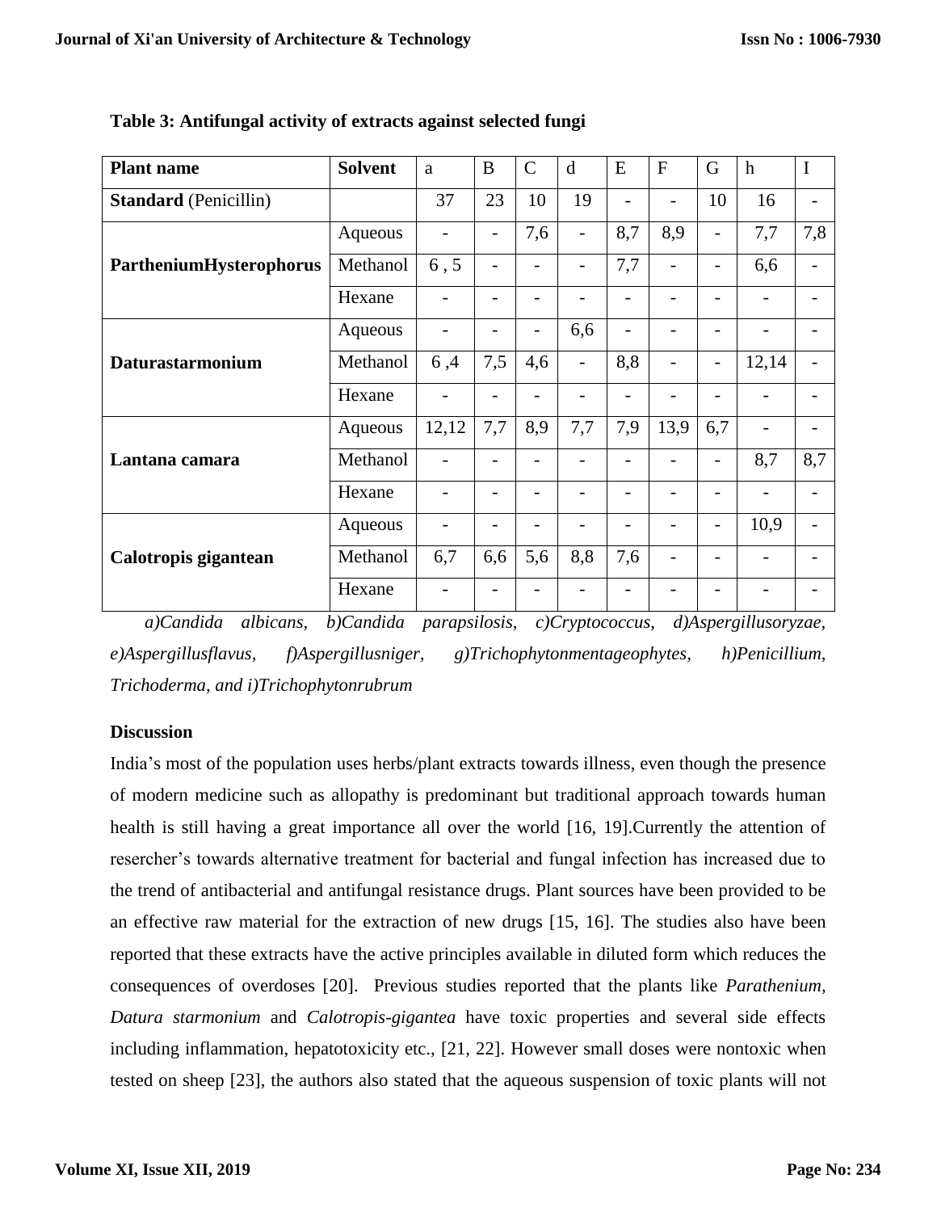**Table 3: Antifungal activity of extracts against selected fungi**

| Plant name | Solvent | a | B | C | d | E | F | G | h | I |
|---|---|---|---|---|---|---|---|---|---|---|
| **Standard** (Penicillin) | | 37 | 23 | 10 | 19 | - | - | 10 | 16 | - |
| **PartheniumHysterophorus** | Aqueous | - | - | 7,6 | - | 8,7 | 8,9 | - | 7,7 | 7,8 |
| | Methanol | 6 , 5 | - | - | - | 7,7 | - | - | 6,6 | - |
| | Hexane | - | - | - | - | - | - | - | - | - |
| **Daturastarmonium** | Aqueous | - | - | - | 6,6 | - | - | - | - | - |
| | Methanol | 6 ,4 | 7,5 | 4,6 | - | 8,8 | - | - | 12,14 | - |
| | Hexane | - | - | - | - | - | - | - | - | - |
| **Lantana camara** | Aqueous | 12,12 | 7,7 | 8,9 | 7,7 | 7,9 | 13,9 | 6,7 | - | - |
| | Methanol | - | - | - | - | - | - | - | 8,7 | 8,7 |
| | Hexane | - | - | - | - | - | - | - | - | - |
| **Calotropis gigantean** | Aqueous | - | - | - | - | - | - | - | 10,9 | - |
| | Methanol | 6,7 | 6,6 | 5,6 | 8,8 | 7,6 | - | - | - | - |
| | Hexane | - | - | - | - | - | - | - | - | - |

*a)Candida albicans, b)Candida parapsilosis, c)Cryptococcus, d)Aspergillusoryzae, e)Aspergillusflavus, f)Aspergillusniger, g)Trichophytonmentageophytes, h)Penicillium, Trichoderma, and i)Trichophytonrubrum*

**Discussion**

India's most of the population uses herbs/plant extracts towards illness, even though the presence of modern medicine such as allopathy is predominant but traditional approach towards human health is still having a great importance all over the world [16, 19].Currently the attention of resercher's towards alternative treatment for bacterial and fungal infection has increased due to the trend of antibacterial and antifungal resistance drugs. Plant sources have been provided to be an effective raw material for the extraction of new drugs [15, 16]. The studies also have been reported that these extracts have the active principles available in diluted form which reduces the consequences of overdoses [20]. Previous studies reported that the plants like *Parathenium, Datura starmonium* and *Calotropis-gigantea* have toxic properties and several side effects including inflammation, hepatotoxicity etc., [21, 22]. However small doses were nontoxic when tested on sheep [23], the authors also stated that the aqueous suspension of toxic plants will not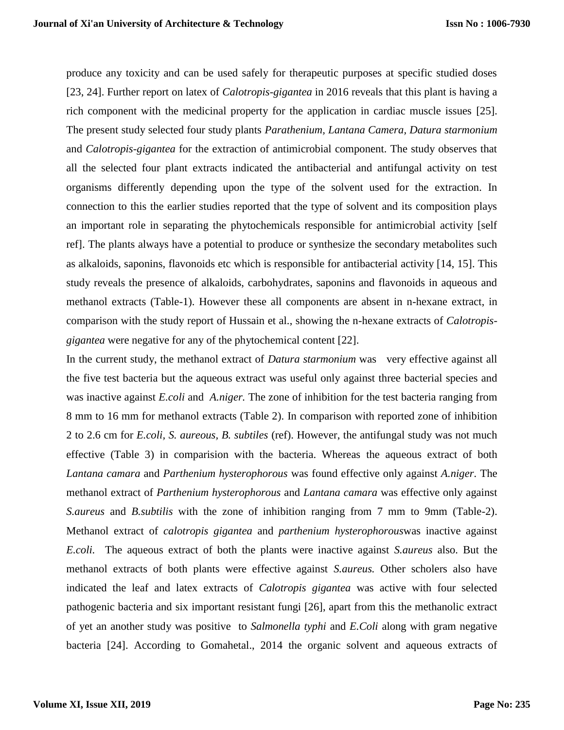produce any toxicity and can be used safely for therapeutic purposes at specific studied doses [23, 24]. Further report on latex of *Calotropis-gigantea* in 2016 reveals that this plant is having a rich component with the medicinal property for the application in cardiac muscle issues [25]. The present study selected four study plants *Parathenium, Lantana Camera, Datura starmonium* and *Calotropis-gigantea* for the extraction of antimicrobial component. The study observes that all the selected four plant extracts indicated the antibacterial and antifungal activity on test organisms differently depending upon the type of the solvent used for the extraction. In connection to this the earlier studies reported that the type of solvent and its composition plays an important role in separating the phytochemicals responsible for antimicrobial activity [self ref]. The plants always have a potential to produce or synthesize the secondary metabolites such as alkaloids, saponins, flavonoids etc which is responsible for antibacterial activity [14, 15]. This study reveals the presence of alkaloids, carbohydrates, saponins and flavonoids in aqueous and methanol extracts (Table-1). However these all components are absent in n-hexane extract, in comparison with the study report of Hussain et al., showing the n-hexane extracts of *Calotropis-gigantea* were negative for any of the phytochemical content [22].

In the current study, the methanol extract of *Datura starmonium* was very effective against all the five test bacteria but the aqueous extract was useful only against three bacterial species and was inactive against *E.coli* and *A.niger.* The zone of inhibition for the test bacteria ranging from 8 mm to 16 mm for methanol extracts (Table 2). In comparison with reported zone of inhibition 2 to 2.6 cm for *E.coli, S. aureous, B. subtiles* (ref). However, the antifungal study was not much effective (Table 3) in comparision with the bacteria. Whereas the aqueous extract of both *Lantana camara* and *Parthenium hysterophorous* was found effective only against *A.niger*. The methanol extract of *Parthenium hysterophorous* and *Lantana camara* was effective only against *S.aureus* and *B.subtilis* with the zone of inhibition ranging from 7 mm to 9mm (Table-2). Methanol extract of *calotropis gigantea* and *parthenium hysterophorous*was inactive against *E.coli.* The aqueous extract of both the plants were inactive against *S.aureus* also. But the methanol extracts of both plants were effective against *S.aureus.* Other scholers also have indicated the leaf and latex extracts of *Calotropis gigantea* was active with four selected pathogenic bacteria and six important resistant fungi [26], apart from this the methanolic extract of yet an another study was positive to *Salmonella typhi* and *E.Coli* along with gram negative bacteria [24]. According to Gomahetal., 2014 the organic solvent and aqueous extracts of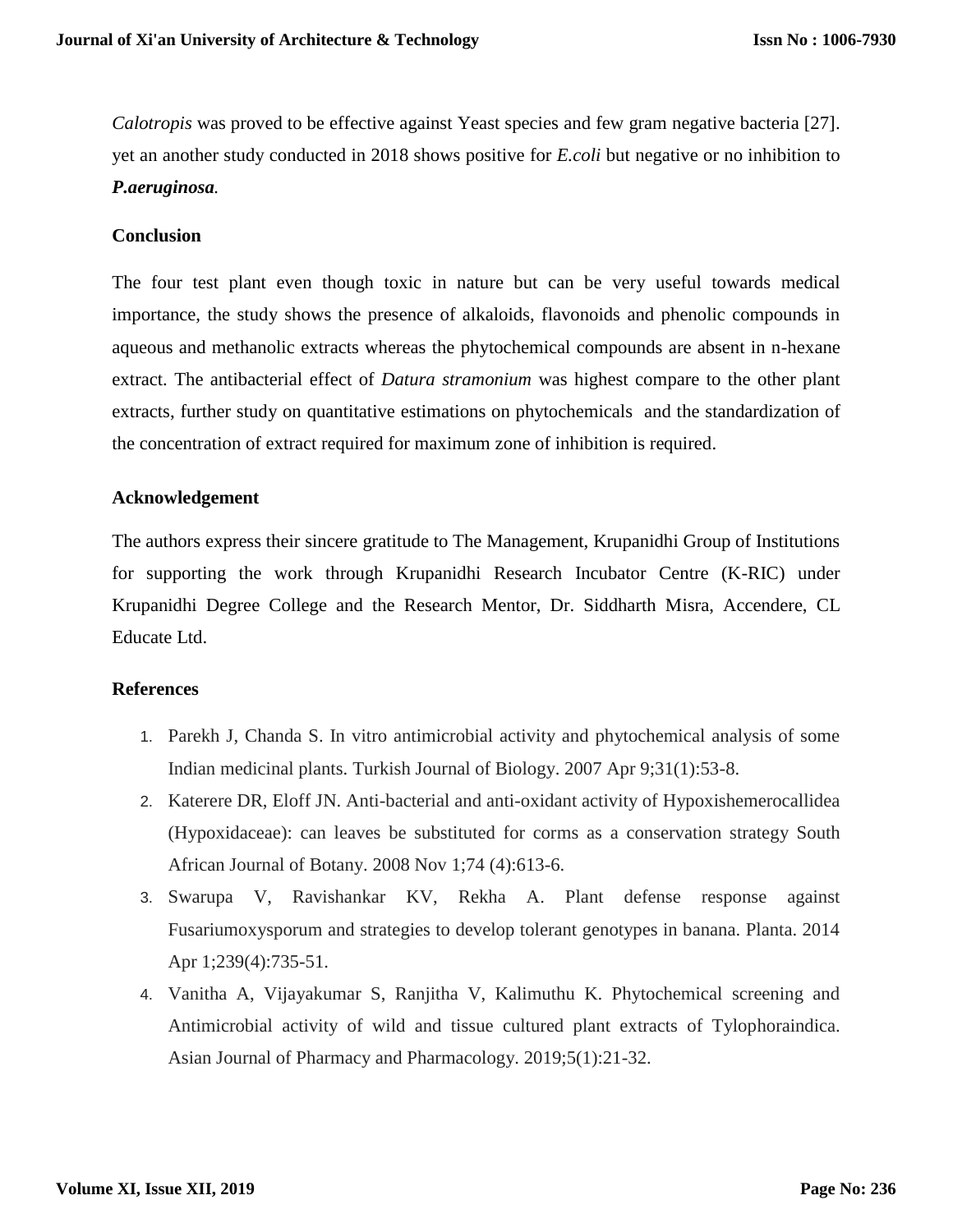*Calotropis* was proved to be effective against Yeast species and few gram negative bacteria [27]. yet an another study conducted in 2018 shows positive for *E.coli* but negative or no inhibition to ***P.aeruginosa.***

## Conclusion

The four test plant even though toxic in nature but can be very useful towards medical importance, the study shows the presence of alkaloids, flavonoids and phenolic compounds in aqueous and methanolic extracts whereas the phytochemical compounds are absent in n-hexane extract. The antibacterial effect of *Datura stramonium* was highest compare to the other plant extracts, further study on quantitative estimations on phytochemicals and the standardization of the concentration of extract required for maximum zone of inhibition is required.

## Acknowledgement

The authors express their sincere gratitude to The Management, Krupanidhi Group of Institutions for supporting the work through Krupanidhi Research Incubator Centre (K-RIC) under Krupanidhi Degree College and the Research Mentor, Dr. Siddharth Misra, Accendere, CL Educate Ltd.

## References

1. Parekh J, Chanda S. In vitro antimicrobial activity and phytochemical analysis of some Indian medicinal plants. Turkish Journal of Biology. 2007 Apr 9;31(1):53-8.
2. Katerere DR, Eloff JN. Anti-bacterial and anti-oxidant activity of Hypoxishemerocallidea (Hypoxidaceae): can leaves be substituted for corms as a conservation strategy South African Journal of Botany. 2008 Nov 1;74 (4):613-6.
3. Swarupa V, Ravishankar KV, Rekha A. Plant defense response against Fusariumoxysporum and strategies to develop tolerant genotypes in banana. Planta. 2014 Apr 1;239(4):735-51.
4. Vanitha A, Vijayakumar S, Ranjitha V, Kalimuthu K. Phytochemical screening and Antimicrobial activity of wild and tissue cultured plant extracts of Tylophoraindica. Asian Journal of Pharmacy and Pharmacology. 2019;5(1):21-32.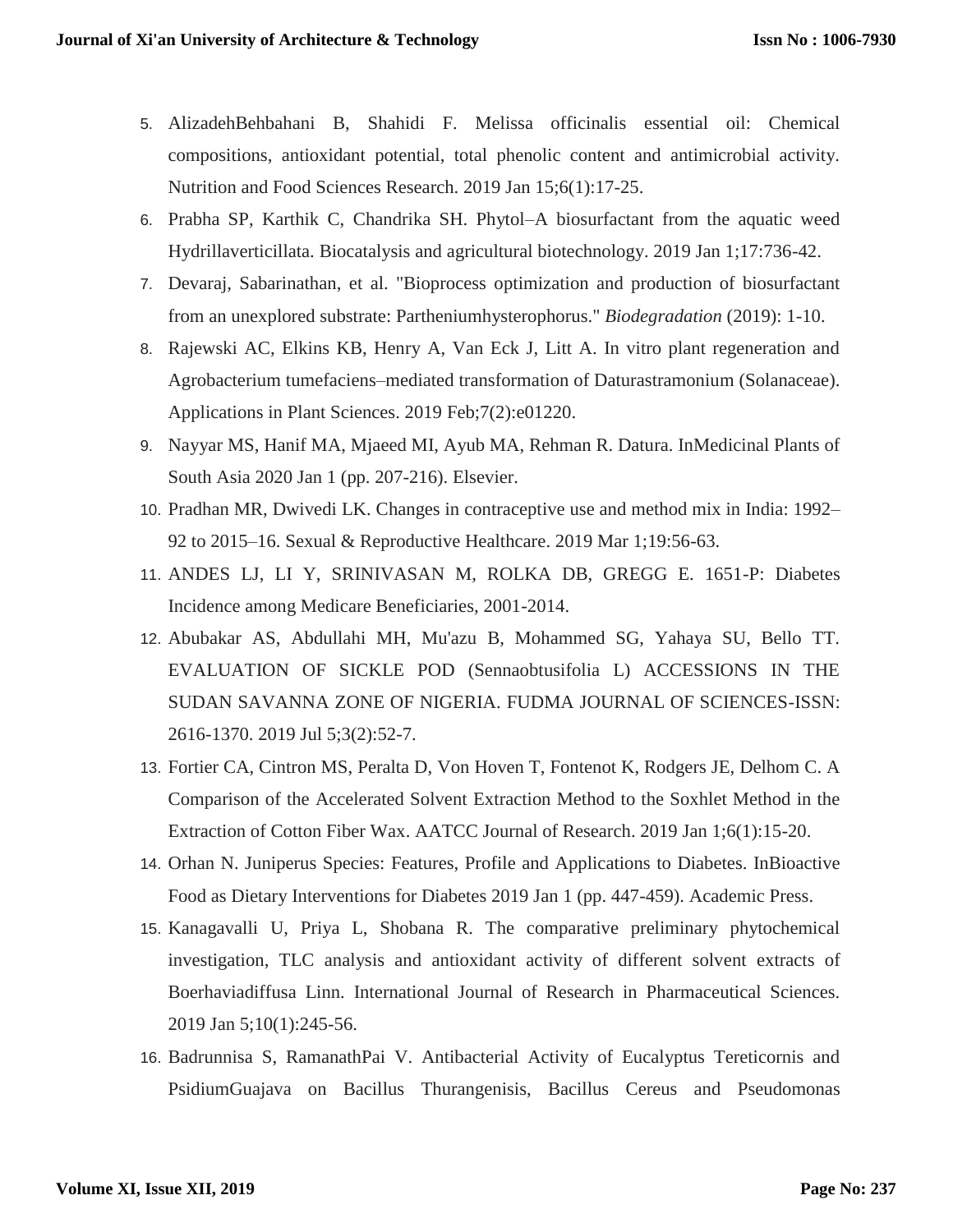5. AlizadehBehbahani B, Shahidi F. Melissa officinalis essential oil: Chemical compositions, antioxidant potential, total phenolic content and antimicrobial activity. Nutrition and Food Sciences Research. 2019 Jan 15;6(1):17-25.
6. Prabha SP, Karthik C, Chandrika SH. Phytol–A biosurfactant from the aquatic weed Hydrillaverticillata. Biocatalysis and agricultural biotechnology. 2019 Jan 1;17:736-42.
7. Devaraj, Sabarinathan, et al. "Bioprocess optimization and production of biosurfactant from an unexplored substrate: Partheniumhysterophorus." *Biodegradation* (2019): 1-10.
8. Rajewski AC, Elkins KB, Henry A, Van Eck J, Litt A. In vitro plant regeneration and Agrobacterium tumefaciens–mediated transformation of Daturastramonium (Solanaceae). Applications in Plant Sciences. 2019 Feb;7(2):e01220.
9. Nayyar MS, Hanif MA, Mjaeed MI, Ayub MA, Rehman R. Datura. InMedicinal Plants of South Asia 2020 Jan 1 (pp. 207-216). Elsevier.
10. Pradhan MR, Dwivedi LK. Changes in contraceptive use and method mix in India: 1992–92 to 2015–16. Sexual & Reproductive Healthcare. 2019 Mar 1;19:56-63.
11. ANDES LJ, LI Y, SRINIVASAN M, ROLKA DB, GREGG E. 1651-P: Diabetes Incidence among Medicare Beneficiaries, 2001-2014.
12. Abubakar AS, Abdullahi MH, Mu'azu B, Mohammed SG, Yahaya SU, Bello TT. EVALUATION OF SICKLE POD (Sennaobtusifolia L) ACCESSIONS IN THE SUDAN SAVANNA ZONE OF NIGERIA. FUDMA JOURNAL OF SCIENCES-ISSN: 2616-1370. 2019 Jul 5;3(2):52-7.
13. Fortier CA, Cintron MS, Peralta D, Von Hoven T, Fontenot K, Rodgers JE, Delhom C. A Comparison of the Accelerated Solvent Extraction Method to the Soxhlet Method in the Extraction of Cotton Fiber Wax. AATCC Journal of Research. 2019 Jan 1;6(1):15-20.
14. Orhan N. Juniperus Species: Features, Profile and Applications to Diabetes. InBioactive Food as Dietary Interventions for Diabetes 2019 Jan 1 (pp. 447-459). Academic Press.
15. Kanagavalli U, Priya L, Shobana R. The comparative preliminary phytochemical investigation, TLC analysis and antioxidant activity of different solvent extracts of Boerhaviadiffusa Linn. International Journal of Research in Pharmaceutical Sciences. 2019 Jan 5;10(1):245-56.
16. Badrunnisa S, RamanathPai V. Antibacterial Activity of Eucalyptus Tereticornis and PsidiumGuajava on Bacillus Thurangenisis, Bacillus Cereus and Pseudomonas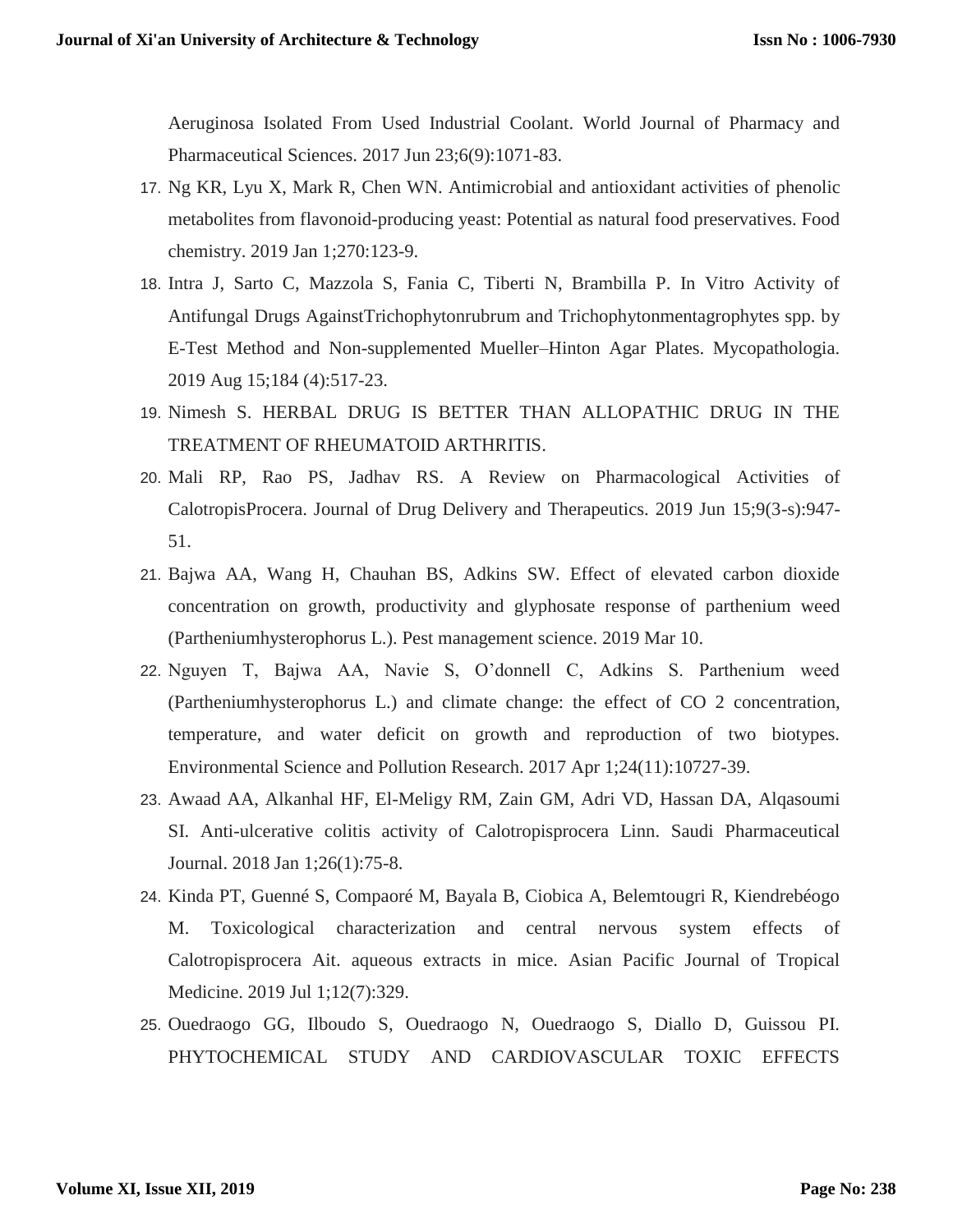Aeruginosa Isolated From Used Industrial Coolant. World Journal of Pharmacy and Pharmaceutical Sciences. 2017 Jun 23;6(9):1071-83.

17. Ng KR, Lyu X, Mark R, Chen WN. Antimicrobial and antioxidant activities of phenolic metabolites from flavonoid-producing yeast: Potential as natural food preservatives. Food chemistry. 2019 Jan 1;270:123-9.
18. Intra J, Sarto C, Mazzola S, Fania C, Tiberti N, Brambilla P. In Vitro Activity of Antifungal Drugs AgainstTrichophytonrubrum and Trichophytonmentagrophytes spp. by E-Test Method and Non-supplemented Mueller–Hinton Agar Plates. Mycopathologia. 2019 Aug 15;184 (4):517-23.
19. Nimesh S. HERBAL DRUG IS BETTER THAN ALLOPATHIC DRUG IN THE TREATMENT OF RHEUMATOID ARTHRITIS.
20. Mali RP, Rao PS, Jadhav RS. A Review on Pharmacological Activities of CalotropisProcera. Journal of Drug Delivery and Therapeutics. 2019 Jun 15;9(3-s):947-51.
21. Bajwa AA, Wang H, Chauhan BS, Adkins SW. Effect of elevated carbon dioxide concentration on growth, productivity and glyphosate response of parthenium weed (Partheniumhysterophorus L.). Pest management science. 2019 Mar 10.
22. Nguyen T, Bajwa AA, Navie S, O'donnell C, Adkins S. Parthenium weed (Partheniumhysterophorus L.) and climate change: the effect of CO 2 concentration, temperature, and water deficit on growth and reproduction of two biotypes. Environmental Science and Pollution Research. 2017 Apr 1;24(11):10727-39.
23. Awaad AA, Alkanhal HF, El-Meligy RM, Zain GM, Adri VD, Hassan DA, Alqasoumi SI. Anti-ulcerative colitis activity of Calotropisprocera Linn. Saudi Pharmaceutical Journal. 2018 Jan 1;26(1):75-8.
24. Kinda PT, Guenné S, Compaoré M, Bayala B, Ciobica A, Belemtougri R, Kiendrebéogo M. Toxicological characterization and central nervous system effects of Calotropisprocera Ait. aqueous extracts in mice. Asian Pacific Journal of Tropical Medicine. 2019 Jul 1;12(7):329.
25. Ouedraogo GG, Ilboudo S, Ouedraogo N, Ouedraogo S, Diallo D, Guissou PI. PHYTOCHEMICAL STUDY AND CARDIOVASCULAR TOXIC EFFECTS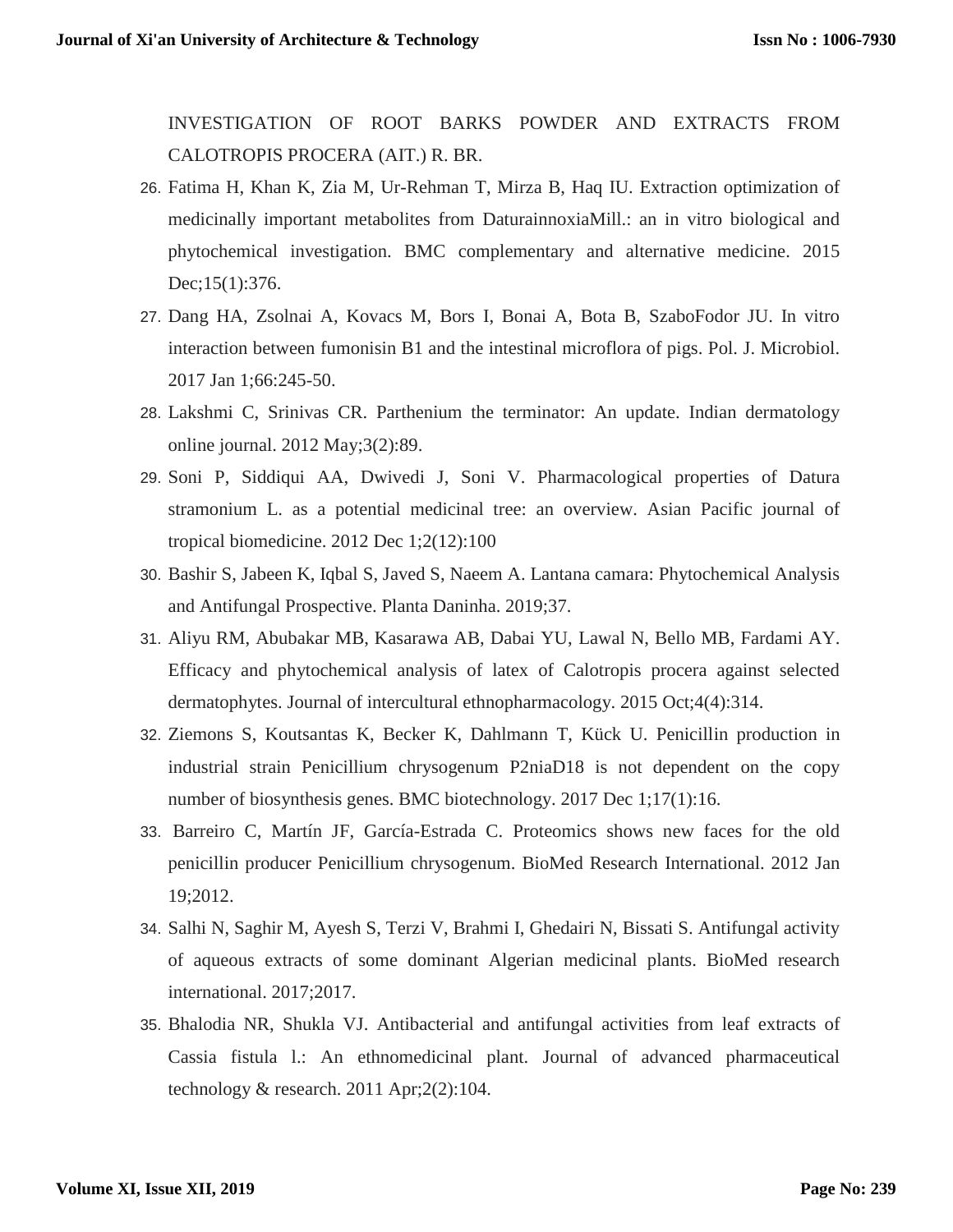INVESTIGATION OF ROOT BARKS POWDER AND EXTRACTS FROM CALOTROPIS PROCERA (AIT.) R. BR.

26. Fatima H, Khan K, Zia M, Ur-Rehman T, Mirza B, Haq IU. Extraction optimization of medicinally important metabolites from DaturainnoxiaMill.: an in vitro biological and phytochemical investigation. BMC complementary and alternative medicine. 2015 Dec;15(1):376.
27. Dang HA, Zsolnai A, Kovacs M, Bors I, Bonai A, Bota B, SzaboFodor JU. In vitro interaction between fumonisin B1 and the intestinal microflora of pigs. Pol. J. Microbiol. 2017 Jan 1;66:245-50.
28. Lakshmi C, Srinivas CR. Parthenium the terminator: An update. Indian dermatology online journal. 2012 May;3(2):89.
29. Soni P, Siddiqui AA, Dwivedi J, Soni V. Pharmacological properties of Datura stramonium L. as a potential medicinal tree: an overview. Asian Pacific journal of tropical biomedicine. 2012 Dec 1;2(12):100
30. Bashir S, Jabeen K, Iqbal S, Javed S, Naeem A. Lantana camara: Phytochemical Analysis and Antifungal Prospective. Planta Daninha. 2019;37.
31. Aliyu RM, Abubakar MB, Kasarawa AB, Dabai YU, Lawal N, Bello MB, Fardami AY. Efficacy and phytochemical analysis of latex of Calotropis procera against selected dermatophytes. Journal of intercultural ethnopharmacology. 2015 Oct;4(4):314.
32. Ziemons S, Koutsantas K, Becker K, Dahlmann T, Kück U. Penicillin production in industrial strain Penicillium chrysogenum P2niaD18 is not dependent on the copy number of biosynthesis genes. BMC biotechnology. 2017 Dec 1;17(1):16.
33. Barreiro C, Martín JF, García-Estrada C. Proteomics shows new faces for the old penicillin producer Penicillium chrysogenum. BioMed Research International. 2012 Jan 19;2012.
34. Salhi N, Saghir M, Ayesh S, Terzi V, Brahmi I, Ghedairi N, Bissati S. Antifungal activity of aqueous extracts of some dominant Algerian medicinal plants. BioMed research international. 2017;2017.
35. Bhalodia NR, Shukla VJ. Antibacterial and antifungal activities from leaf extracts of Cassia fistula l.: An ethnomedicinal plant. Journal of advanced pharmaceutical technology & research. 2011 Apr;2(2):104.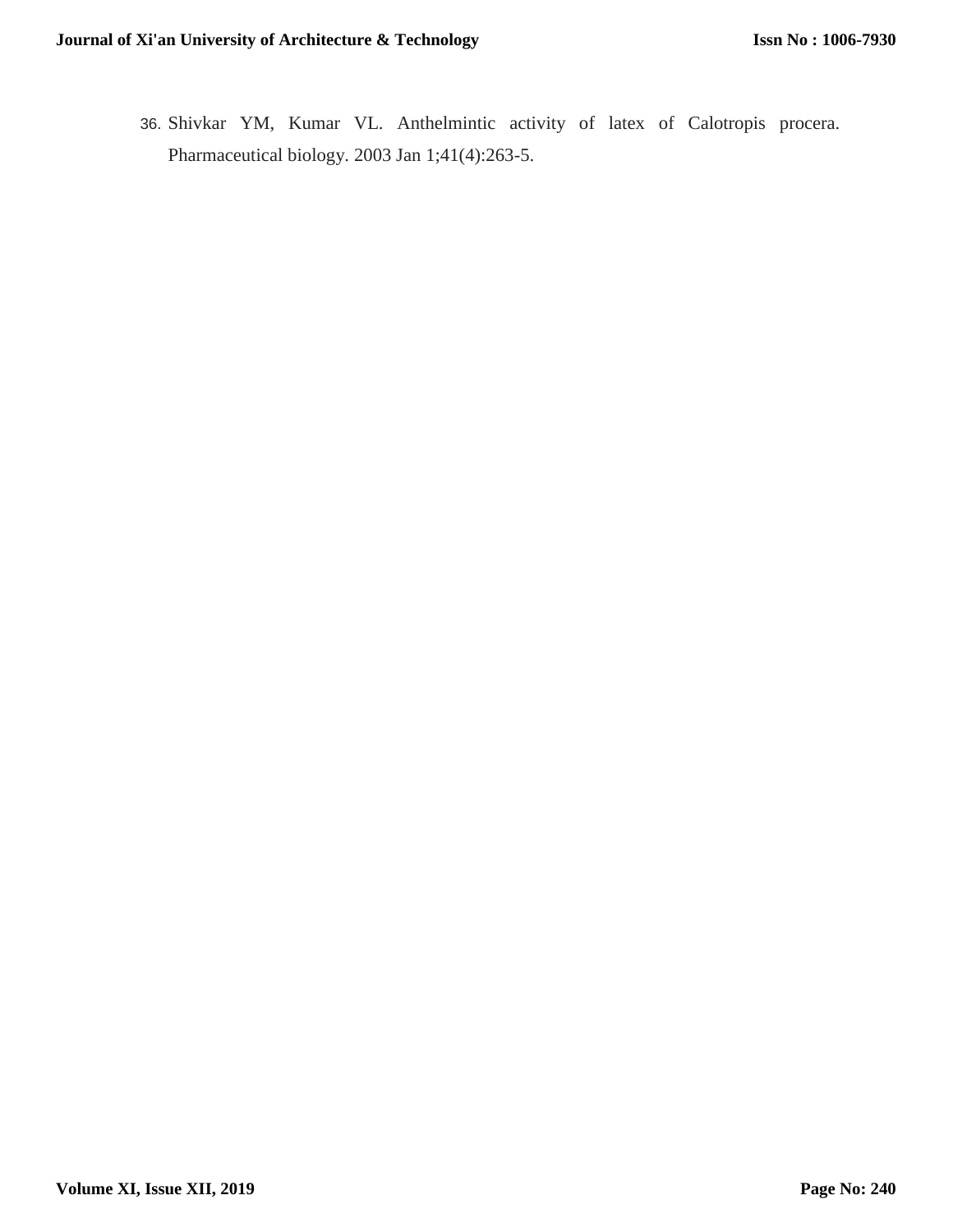36. Shivkar YM, Kumar VL. Anthelmintic activity of latex of Calotropis procera. Pharmaceutical biology. 2003 Jan 1;41(4):263-5.